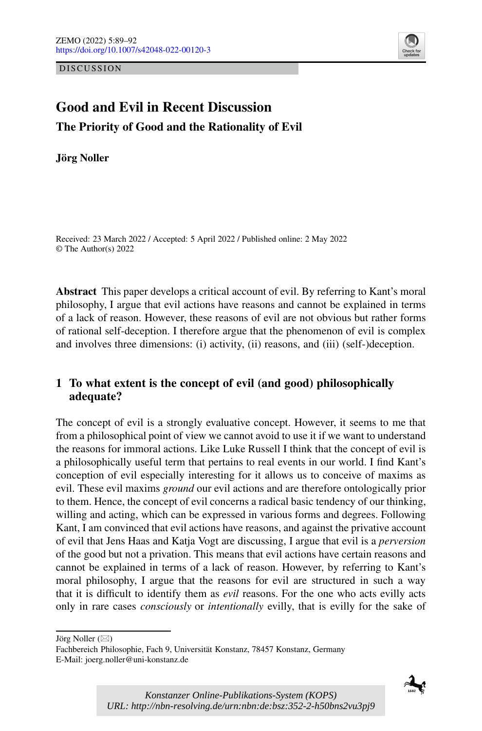DISCUSSION

# Good and Evil in Recent Discussion

## The Priority of Good and the Rationality of Evil

**Jörg Noller**

Received: 23 March 2022 / Accepted: 5 April 2022 / Published online: 2 May 2022
© The Author(s) 2022

**Abstract** This paper develops a critical account of evil. By referring to Kant's moral philosophy, I argue that evil actions have reasons and cannot be explained in terms of a lack of reason. However, these reasons of evil are not obvious but rather forms of rational self-deception. I therefore argue that the phenomenon of evil is complex and involves three dimensions: (i) activity, (ii) reasons, and (iii) (self-)deception.

## 1 To what extent is the concept of evil (and good) philosophically adequate?

The concept of evil is a strongly evaluative concept. However, it seems to me that from a philosophical point of view we cannot avoid to use it if we want to understand the reasons for immoral actions. Like Luke Russell I think that the concept of evil is a philosophically useful term that pertains to real events in our world. I find Kant's conception of evil especially interesting for it allows us to conceive of maxims as evil. These evil maxims *ground* our evil actions and are therefore ontologically prior to them. Hence, the concept of evil concerns a radical basic tendency of our thinking, willing and acting, which can be expressed in various forms and degrees. Following Kant, I am convinced that evil actions have reasons, and against the privative account of evil that Jens Haas and Katja Vogt are discussing, I argue that evil is a *perversion* of the good but not a privation. This means that evil actions have certain reasons and cannot be explained in terms of a lack of reason. However, by referring to Kant's moral philosophy, I argue that the reasons for evil are structured in such a way that it is difficult to identify them as *evil* reasons. For the one who acts evilly acts only in rare cases *consciously* or *intentionally* evilly, that is evilly for the sake of

Jörg Noller (✉)
Fachbereich Philosophie, Fach 9, Universität Konstanz, 78457 Konstanz, Germany
E-Mail: joerg.noller@uni-konstanz.de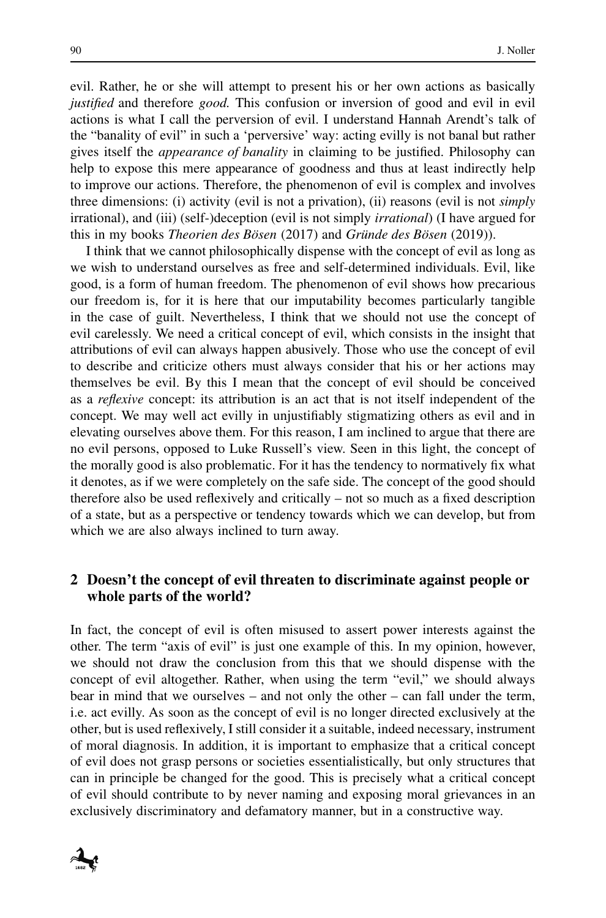evil. Rather, he or she will attempt to present his or her own actions as basically *justified* and therefore *good.* This confusion or inversion of good and evil in evil actions is what I call the perversion of evil. I understand Hannah Arendt's talk of the "banality of evil" in such a 'perversive' way: acting evilly is not banal but rather gives itself the *appearance of banality* in claiming to be justified. Philosophy can help to expose this mere appearance of goodness and thus at least indirectly help to improve our actions. Therefore, the phenomenon of evil is complex and involves three dimensions: (i) activity (evil is not a privation), (ii) reasons (evil is not *simply* irrational), and (iii) (self-)deception (evil is not simply *irrational*) (I have argued for this in my books *Theorien des Bösen* (2017) and *Gründe des Bösen* (2019)).

I think that we cannot philosophically dispense with the concept of evil as long as we wish to understand ourselves as free and self-determined individuals. Evil, like good, is a form of human freedom. The phenomenon of evil shows how precarious our freedom is, for it is here that our imputability becomes particularly tangible in the case of guilt. Nevertheless, I think that we should not use the concept of evil carelessly. We need a critical concept of evil, which consists in the insight that attributions of evil can always happen abusively. Those who use the concept of evil to describe and criticize others must always consider that his or her actions may themselves be evil. By this I mean that the concept of evil should be conceived as a *reflexive* concept: its attribution is an act that is not itself independent of the concept. We may well act evilly in unjustifiably stigmatizing others as evil and in elevating ourselves above them. For this reason, I am inclined to argue that there are no evil persons, opposed to Luke Russell's view. Seen in this light, the concept of the morally good is also problematic. For it has the tendency to normatively fix what it denotes, as if we were completely on the safe side. The concept of the good should therefore also be used reflexively and critically – not so much as a fixed description of a state, but as a perspective or tendency towards which we can develop, but from which we are also always inclined to turn away.

## 2 Doesn't the concept of evil threaten to discriminate against people or whole parts of the world?

In fact, the concept of evil is often misused to assert power interests against the other. The term "axis of evil" is just one example of this. In my opinion, however, we should not draw the conclusion from this that we should dispense with the concept of evil altogether. Rather, when using the term "evil," we should always bear in mind that we ourselves – and not only the other – can fall under the term, i.e. act evilly. As soon as the concept of evil is no longer directed exclusively at the other, but is used reflexively, I still consider it a suitable, indeed necessary, instrument of moral diagnosis. In addition, it is important to emphasize that a critical concept of evil does not grasp persons or societies essentialistically, but only structures that can in principle be changed for the good. This is precisely what a critical concept of evil should contribute to by never naming and exposing moral grievances in an exclusively discriminatory and defamatory manner, but in a constructive way.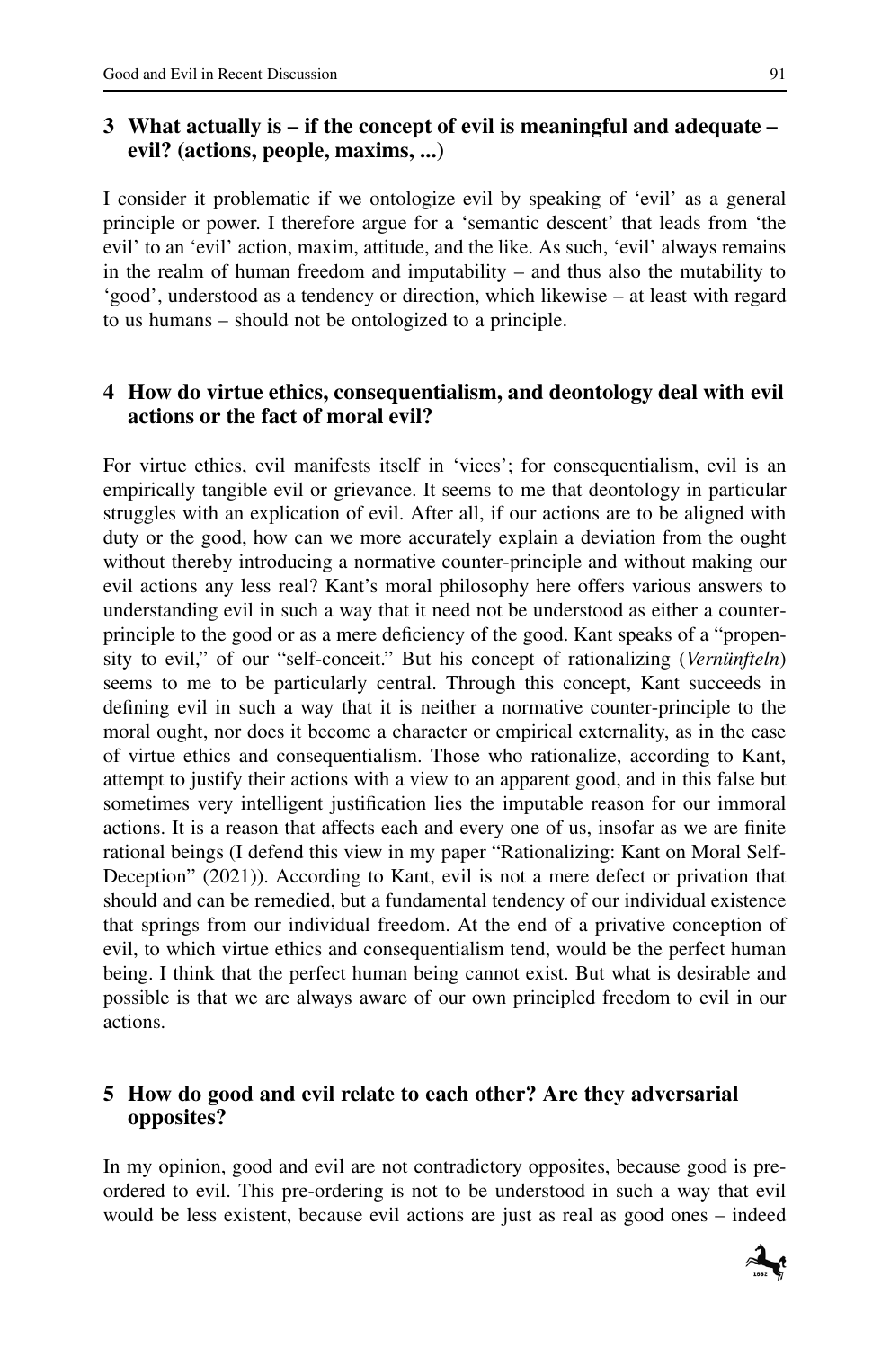## 3 What actually is – if the concept of evil is meaningful and adequate – evil? (actions, people, maxims, ...)

I consider it problematic if we ontologize evil by speaking of 'evil' as a general principle or power. I therefore argue for a 'semantic descent' that leads from 'the evil' to an 'evil' action, maxim, attitude, and the like. As such, 'evil' always remains in the realm of human freedom and imputability – and thus also the mutability to 'good', understood as a tendency or direction, which likewise – at least with regard to us humans – should not be ontologized to a principle.

## 4 How do virtue ethics, consequentialism, and deontology deal with evil actions or the fact of moral evil?

For virtue ethics, evil manifests itself in 'vices'; for consequentialism, evil is an empirically tangible evil or grievance. It seems to me that deontology in particular struggles with an explication of evil. After all, if our actions are to be aligned with duty or the good, how can we more accurately explain a deviation from the ought without thereby introducing a normative counter-principle and without making our evil actions any less real? Kant's moral philosophy here offers various answers to understanding evil in such a way that it need not be understood as either a counter-principle to the good or as a mere deficiency of the good. Kant speaks of a "propensity to evil," of our "self-conceit." But his concept of rationalizing (*Vernünfteln*) seems to me to be particularly central. Through this concept, Kant succeeds in defining evil in such a way that it is neither a normative counter-principle to the moral ought, nor does it become a character or empirical externality, as in the case of virtue ethics and consequentialism. Those who rationalize, according to Kant, attempt to justify their actions with a view to an apparent good, and in this false but sometimes very intelligent justification lies the imputable reason for our immoral actions. It is a reason that affects each and every one of us, insofar as we are finite rational beings (I defend this view in my paper "Rationalizing: Kant on Moral Self-Deception" (2021)). According to Kant, evil is not a mere defect or privation that should and can be remedied, but a fundamental tendency of our individual existence that springs from our individual freedom. At the end of a privative conception of evil, to which virtue ethics and consequentialism tend, would be the perfect human being. I think that the perfect human being cannot exist. But what is desirable and possible is that we are always aware of our own principled freedom to evil in our actions.

## 5 How do good and evil relate to each other? Are they adversarial opposites?

In my opinion, good and evil are not contradictory opposites, because good is pre-ordered to evil. This pre-ordering is not to be understood in such a way that evil would be less existent, because evil actions are just as real as good ones – indeed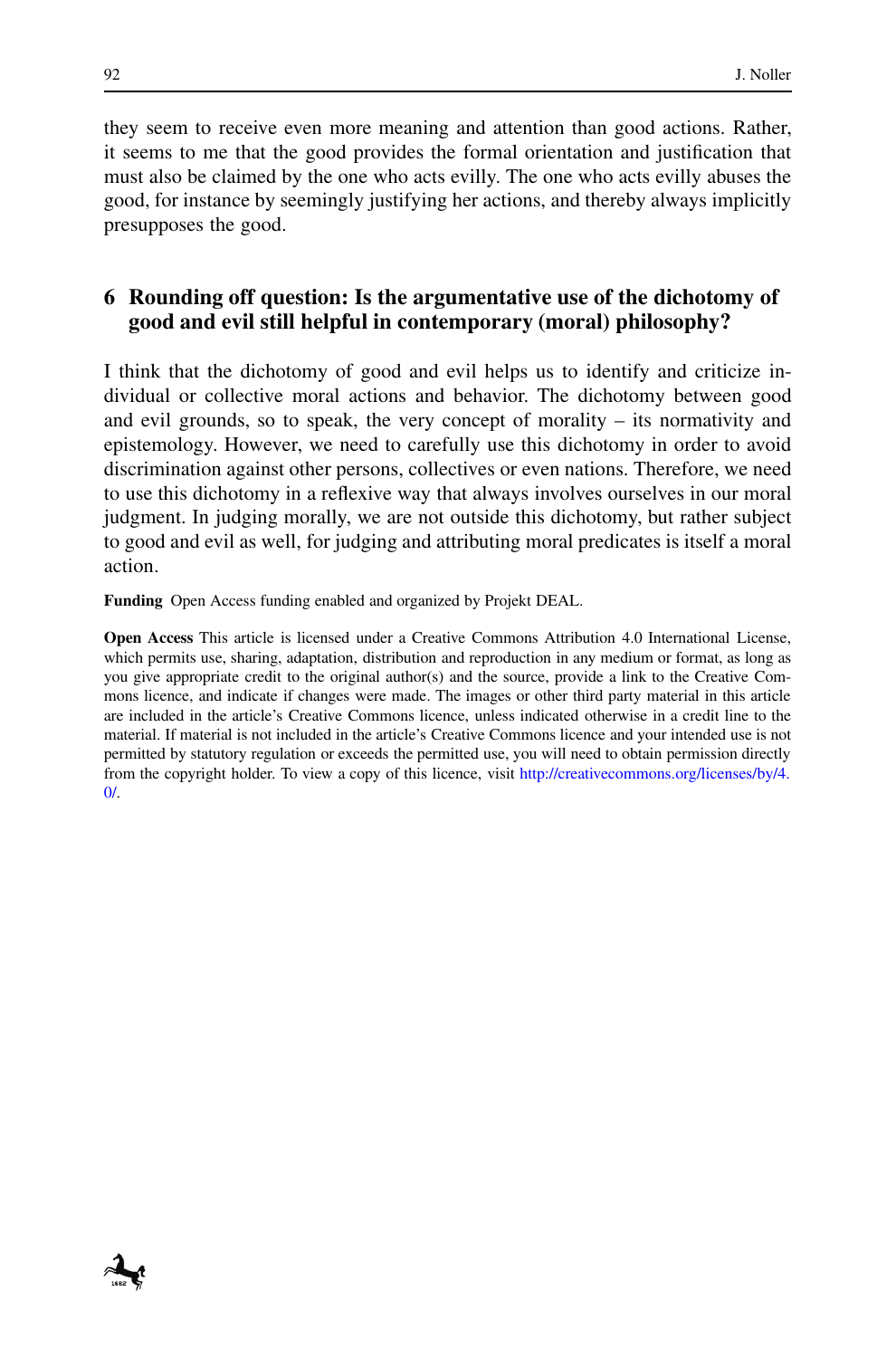they seem to receive even more meaning and attention than good actions. Rather, it seems to me that the good provides the formal orientation and justification that must also be claimed by the one who acts evilly. The one who acts evilly abuses the good, for instance by seemingly justifying her actions, and thereby always implicitly presupposes the good.

## 6 Rounding off question: Is the argumentative use of the dichotomy of good and evil still helpful in contemporary (moral) philosophy?

I think that the dichotomy of good and evil helps us to identify and criticize individual or collective moral actions and behavior. The dichotomy between good and evil grounds, so to speak, the very concept of morality – its normativity and epistemology. However, we need to carefully use this dichotomy in order to avoid discrimination against other persons, collectives or even nations. Therefore, we need to use this dichotomy in a reflexive way that always involves ourselves in our moral judgment. In judging morally, we are not outside this dichotomy, but rather subject to good and evil as well, for judging and attributing moral predicates is itself a moral action.

**Funding** Open Access funding enabled and organized by Projekt DEAL.

**Open Access** This article is licensed under a Creative Commons Attribution 4.0 International License, which permits use, sharing, adaptation, distribution and reproduction in any medium or format, as long as you give appropriate credit to the original author(s) and the source, provide a link to the Creative Commons licence, and indicate if changes were made. The images or other third party material in this article are included in the article's Creative Commons licence, unless indicated otherwise in a credit line to the material. If material is not included in the article's Creative Commons licence and your intended use is not permitted by statutory regulation or exceeds the permitted use, you will need to obtain permission directly from the copyright holder. To view a copy of this licence, visit http://creativecommons.org/licenses/by/4.0/.